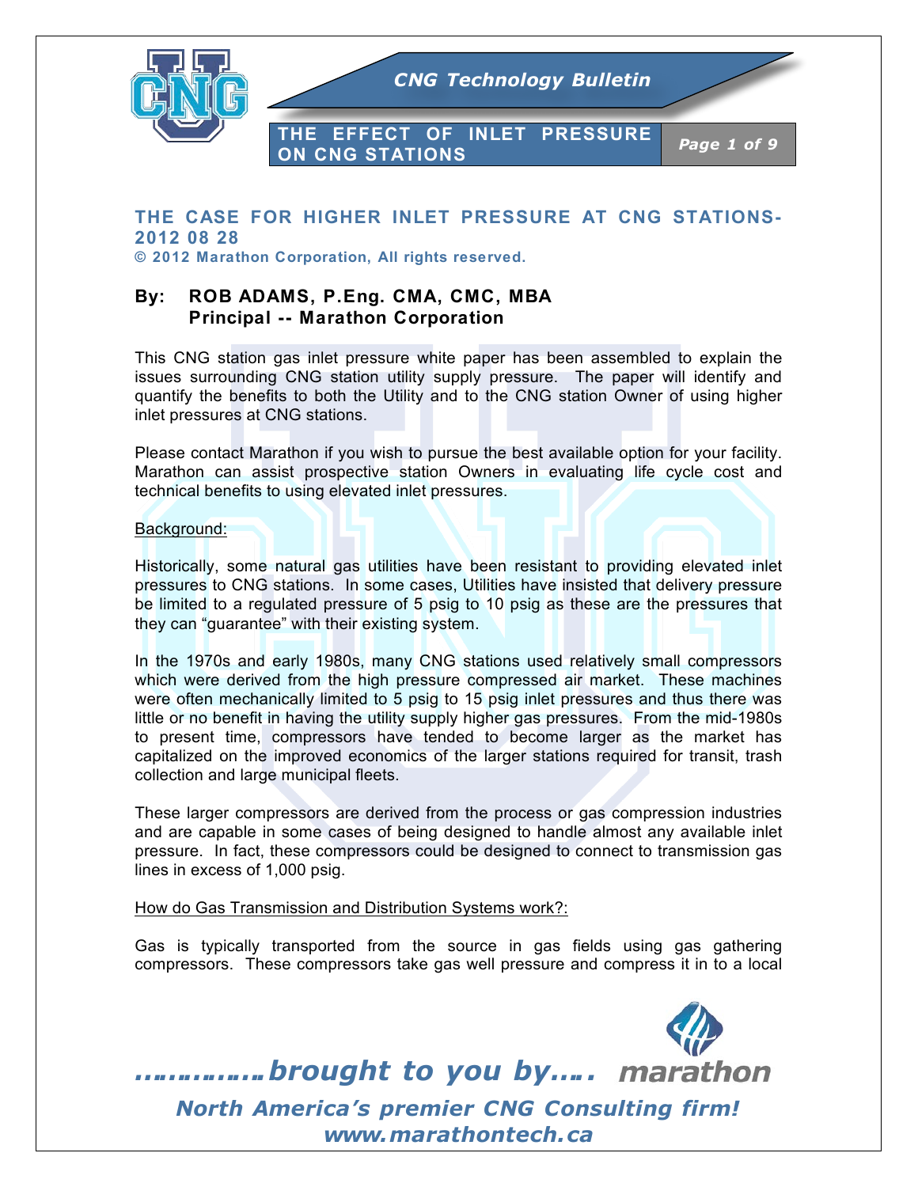# THE CASE FOR HIGHER INLET PRESSURE AT CNG STATIONS- 2012 08 28

**© 2012 Marathon Corporation, All rights reserved.**

**By: ROB ADAMS, P.Eng. CMA, CMC, MBA**
**Principal -- Marathon Corporation**

This CNG station gas inlet pressure white paper has been assembled to explain the issues surrounding CNG station utility supply pressure. The paper will identify and quantify the benefits to both the Utility and to the CNG station Owner of using higher inlet pressures at CNG stations.

Please contact Marathon if you wish to pursue the best available option for your facility. Marathon can assist prospective station Owners in evaluating life cycle cost and technical benefits to using elevated inlet pressures.

## Background:

Historically, some natural gas utilities have been resistant to providing elevated inlet pressures to CNG stations. In some cases, Utilities have insisted that delivery pressure be limited to a regulated pressure of 5 psig to 10 psig as these are the pressures that they can "guarantee" with their existing system.

In the 1970s and early 1980s, many CNG stations used relatively small compressors which were derived from the high pressure compressed air market. These machines were often mechanically limited to 5 psig to 15 psig inlet pressures and thus there was little or no benefit in having the utility supply higher gas pressures. From the mid-1980s to present time, compressors have tended to become larger as the market has capitalized on the improved economics of the larger stations required for transit, trash collection and large municipal fleets.

These larger compressors are derived from the process or gas compression industries and are capable in some cases of being designed to handle almost any available inlet pressure. In fact, these compressors could be designed to connect to transmission gas lines in excess of 1,000 psig.

## How do Gas Transmission and Distribution Systems work?:

Gas is typically transported from the source in gas fields using gas gathering compressors. These compressors take gas well pressure and compress it in to a local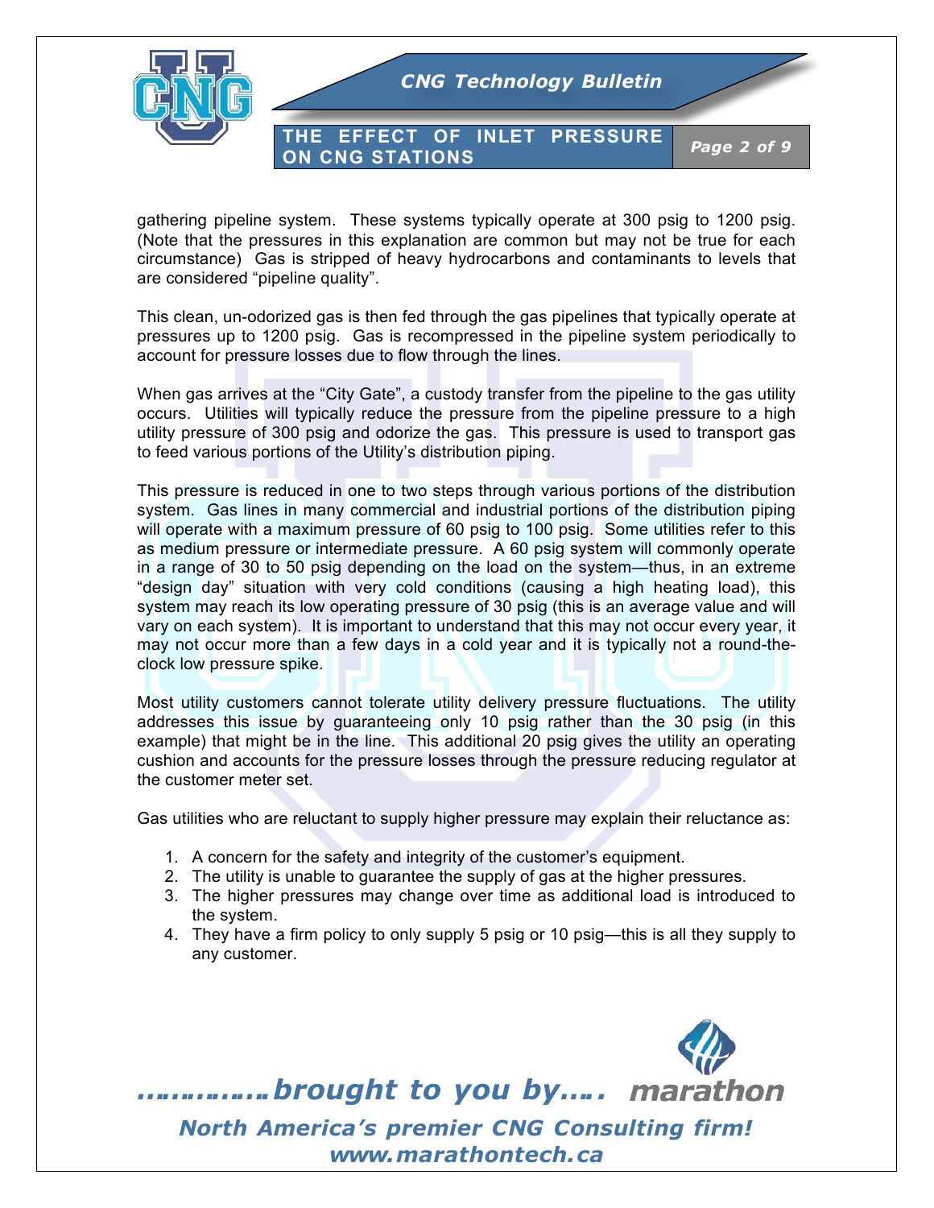gathering pipeline system. These systems typically operate at 300 psig to 1200 psig. (Note that the pressures in this explanation are common but may not be true for each circumstance) Gas is stripped of heavy hydrocarbons and contaminants to levels that are considered "pipeline quality".

This clean, un-odorized gas is then fed through the gas pipelines that typically operate at pressures up to 1200 psig. Gas is recompressed in the pipeline system periodically to account for pressure losses due to flow through the lines.

When gas arrives at the "City Gate", a custody transfer from the pipeline to the gas utility occurs. Utilities will typically reduce the pressure from the pipeline pressure to a high utility pressure of 300 psig and odorize the gas. This pressure is used to transport gas to feed various portions of the Utility's distribution piping.

This pressure is reduced in one to two steps through various portions of the distribution system. Gas lines in many commercial and industrial portions of the distribution piping will operate with a maximum pressure of 60 psig to 100 psig. Some utilities refer to this as medium pressure or intermediate pressure. A 60 psig system will commonly operate in a range of 30 to 50 psig depending on the load on the system—thus, in an extreme "design day" situation with very cold conditions (causing a high heating load), this system may reach its low operating pressure of 30 psig (this is an average value and will vary on each system). It is important to understand that this may not occur every year, it may not occur more than a few days in a cold year and it is typically not a round-the-clock low pressure spike.

Most utility customers cannot tolerate utility delivery pressure fluctuations. The utility addresses this issue by guaranteeing only 10 psig rather than the 30 psig (in this example) that might be in the line. This additional 20 psig gives the utility an operating cushion and accounts for the pressure losses through the pressure reducing regulator at the customer meter set.

Gas utilities who are reluctant to supply higher pressure may explain their reluctance as:

1. A concern for the safety and integrity of the customer's equipment.
2. The utility is unable to guarantee the supply of gas at the higher pressures.
3. The higher pressures may change over time as additional load is introduced to the system.
4. They have a firm policy to only supply 5 psig or 10 psig—this is all they supply to any customer.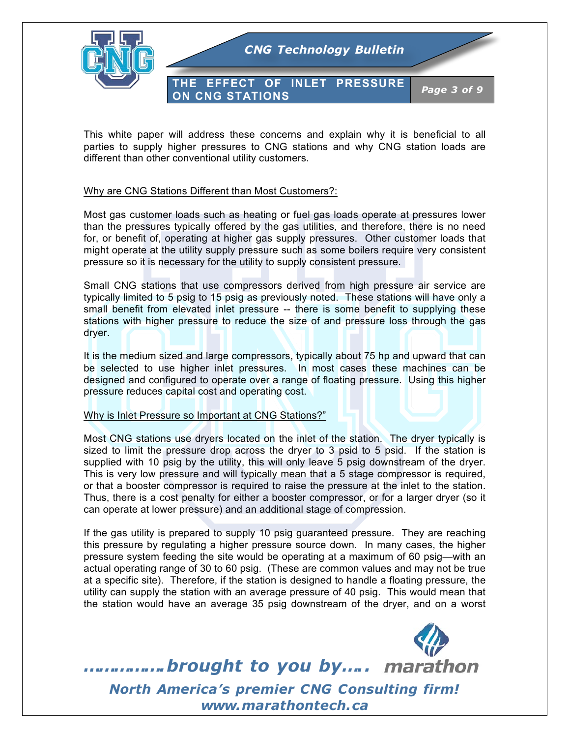This white paper will address these concerns and explain why it is beneficial to all parties to supply higher pressures to CNG stations and why CNG station loads are different than other conventional utility customers.

## Why are CNG Stations Different than Most Customers?:

Most gas customer loads such as heating or fuel gas loads operate at pressures lower than the pressures typically offered by the gas utilities, and therefore, there is no need for, or benefit of, operating at higher gas supply pressures. Other customer loads that might operate at the utility supply pressure such as some boilers require very consistent pressure so it is necessary for the utility to supply consistent pressure.

Small CNG stations that use compressors derived from high pressure air service are typically limited to 5 psig to 15 psig as previously noted. These stations will have only a small benefit from elevated inlet pressure -- there is some benefit to supplying these stations with higher pressure to reduce the size of and pressure loss through the gas dryer.

It is the medium sized and large compressors, typically about 75 hp and upward that can be selected to use higher inlet pressures. In most cases these machines can be designed and configured to operate over a range of floating pressure. Using this higher pressure reduces capital cost and operating cost.

## Why is Inlet Pressure so Important at CNG Stations?"

Most CNG stations use dryers located on the inlet of the station. The dryer typically is sized to limit the pressure drop across the dryer to 3 psid to 5 psid. If the station is supplied with 10 psig by the utility, this will only leave 5 psig downstream of the dryer. This is very low pressure and will typically mean that a 5 stage compressor is required, or that a booster compressor is required to raise the pressure at the inlet to the station. Thus, there is a cost penalty for either a booster compressor, or for a larger dryer (so it can operate at lower pressure) and an additional stage of compression.

If the gas utility is prepared to supply 10 psig guaranteed pressure. They are reaching this pressure by regulating a higher pressure source down. In many cases, the higher pressure system feeding the site would be operating at a maximum of 60 psig—with an actual operating range of 30 to 60 psig. (These are common values and may not be true at a specific site). Therefore, if the station is designed to handle a floating pressure, the utility can supply the station with an average pressure of 40 psig. This would mean that the station would have an average 35 psig downstream of the dryer, and on a worst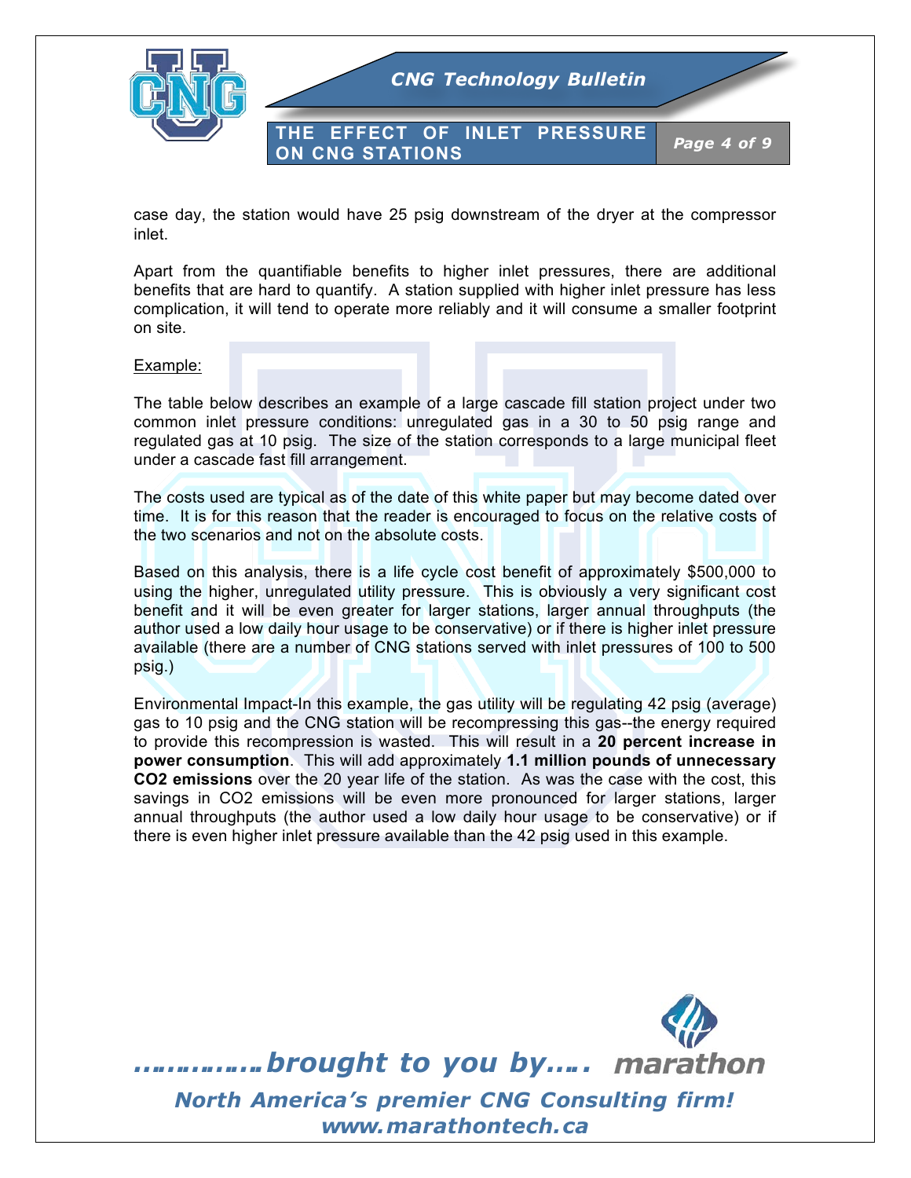case day, the station would have 25 psig downstream of the dryer at the compressor inlet.

Apart from the quantifiable benefits to higher inlet pressures, there are additional benefits that are hard to quantify. A station supplied with higher inlet pressure has less complication, it will tend to operate more reliably and it will consume a smaller footprint on site.

Example:

The table below describes an example of a large cascade fill station project under two common inlet pressure conditions: unregulated gas in a 30 to 50 psig range and regulated gas at 10 psig. The size of the station corresponds to a large municipal fleet under a cascade fast fill arrangement.

The costs used are typical as of the date of this white paper but may become dated over time. It is for this reason that the reader is encouraged to focus on the relative costs of the two scenarios and not on the absolute costs.

Based on this analysis, there is a life cycle cost benefit of approximately $500,000 to using the higher, unregulated utility pressure. This is obviously a very significant cost benefit and it will be even greater for larger stations, larger annual throughputs (the author used a low daily hour usage to be conservative) or if there is higher inlet pressure available (there are a number of CNG stations served with inlet pressures of 100 to 500 psig.)

Environmental Impact-In this example, the gas utility will be regulating 42 psig (average) gas to 10 psig and the CNG station will be recompressing this gas--the energy required to provide this recompression is wasted. This will result in a **20 percent increase in power consumption**. This will add approximately **1.1 million pounds of unnecessary $CO_2$ emissions** over the 20 year life of the station. As was the case with the cost, this savings in $CO_2$ emissions will be even more pronounced for larger stations, larger annual throughputs (the author used a low daily hour usage to be conservative) or if there is even higher inlet pressure available than the 42 psig used in this example.

*…………..brought to you by….* marathon

*North America's premier CNG Consulting firm!*
*www.marathontech.ca*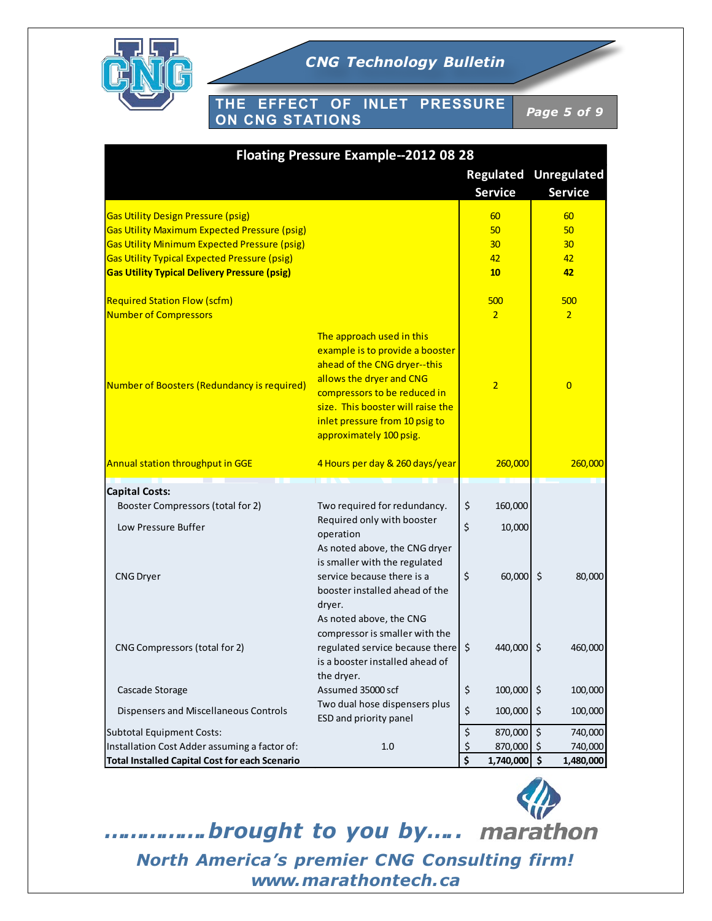| Floating Pressure Example--2012 08 28 | | Regulated Service | Unregulated Service |
|---|---|---|---|
| Gas Utility Design Pressure (psig) | | 60 | 60 |
| Gas Utility Maximum Expected Pressure (psig) | | 50 | 50 |
| Gas Utility Minimum Expected Pressure (psig) | | 30 | 30 |
| Gas Utility Typical Expected Pressure (psig) | | 42 | 42 |
| **Gas Utility Typical Delivery Pressure (psig)** | | **10** | **42** |
| Required Station Flow (scfm) | | 500 | 500 |
| Number of Compressors | | 2 | 2 |
| Number of Boosters (Redundancy is required) | The approach used in this example is to provide a booster ahead of the CNG dryer--this allows the dryer and CNG compressors to be reduced in size. This booster will raise the inlet pressure from 10 psig to approximately 100 psig. | 2 | 0 |
| Annual station throughput in GGE | 4 Hours per day & 260 days/year | 260,000 | 260,000 |
| **Capital Costs:** | | | |
| Booster Compressors (total for 2) | Two required for redundancy. | $ 160,000 | |
| Low Pressure Buffer | Required only with booster operation | $ 10,000 | |
| CNG Dryer | As noted above, the CNG dryer is smaller with the regulated service because there is a booster installed ahead of the dryer. | $ 60,000 | $ 80,000 |
| CNG Compressors (total for 2) | As noted above, the CNG compressor is smaller with the regulated service because there is a booster installed ahead of the dryer. | $ 440,000 | $ 460,000 |
| Cascade Storage | Assumed 35000 scf | $ 100,000 | $ 100,000 |
| Dispensers and Miscellaneous Controls | Two dual hose dispensers plus ESD and priority panel | $ 100,000 | $ 100,000 |
| Subtotal Equipment Costs: | | $ 870,000 | $ 740,000 |
| Installation Cost Adder assuming a factor of: | 1.0 | $ 870,000 | $ 740,000 |
| **Total Installed Capital Cost for each Scenario** | | **$ 1,740,000** | **$ 1,480,000** |

*…………..brought to you by…. marathon*

*North America's premier CNG Consulting firm!*

*www.marathontech.ca*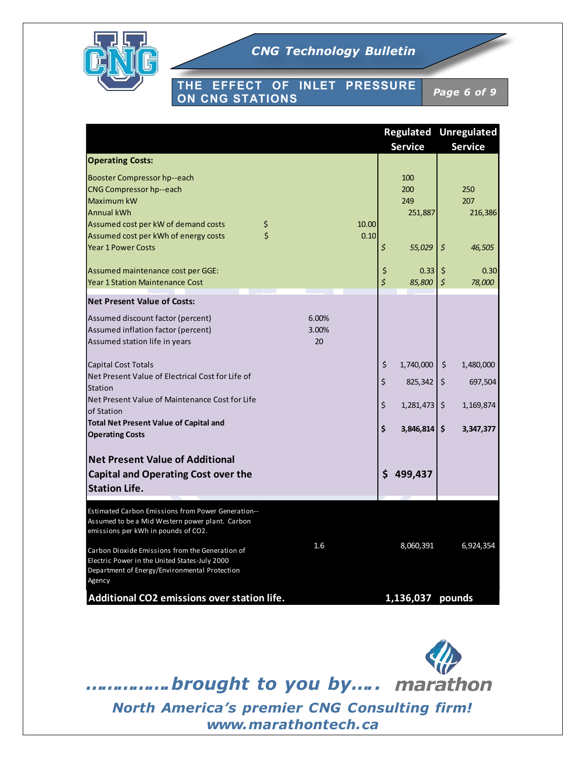| | | | Regulated Service | Unregulated Service |
|---|---|---|---|---|
| **Operating Costs:** | | | | |
| Booster Compressor hp--each | | | 100 | |
| CNG Compressor hp--each | | | 200 | 250 |
| Maximum kW | | | 249 | 207 |
| Annual kWh | | | 251,887 | 216,386 |
| Assumed cost per kW of demand costs | $ | 10.00 | | |
| Assumed cost per kWh of energy costs | $ | 0.10 | | |
| Year 1 Power Costs | | | *$ 55,029* | *$ 46,505* |
| Assumed maintenance cost per GGE: | | | $ 0.33 | $ 0.30 |
| Year 1 Station Maintenance Cost | | | *$ 85,800* | *$ 78,000* |
| **Net Present Value of Costs:** | | | | |
| Assumed discount factor (percent) | 6.00% | | | |
| Assumed inflation factor (percent) | 3.00% | | | |
| Assumed station life in years | 20 | | | |
| Capital Cost Totals | | | $ 1,740,000 | $ 1,480,000 |
| Net Present Value of Electrical Cost for Life of Station | | | $ 825,342 | $ 697,504 |
| Net Present Value of Maintenance Cost for Life of Station | | | $ 1,281,473 | $ 1,169,874 |
| **Total Net Present Value of Capital and Operating Costs** | | | **$ 3,846,814** | **$ 3,347,377** |
| **Net Present Value of Additional Capital and Operating Cost over the Station Life.** | | | **$ 499,437** | |
| Estimated Carbon Emissions from Power Generation--Assumed to be a Mid Western power plant. Carbon emissions per kWh in pounds of $CO_2$. Carbon Dioxide Emissions from the Generation of Electric Power in the United States-July 2000 Department of Energy/Environmental Protection Agency | 1.6 | | 8,060,391 | 6,924,354 |
| **Additional $CO_2$ emissions over station life.** | | | **1,136,037** | **pounds** |

*…………..brought to you by….* marathon

*North America's premier CNG Consulting firm!*
*www.marathontech.ca*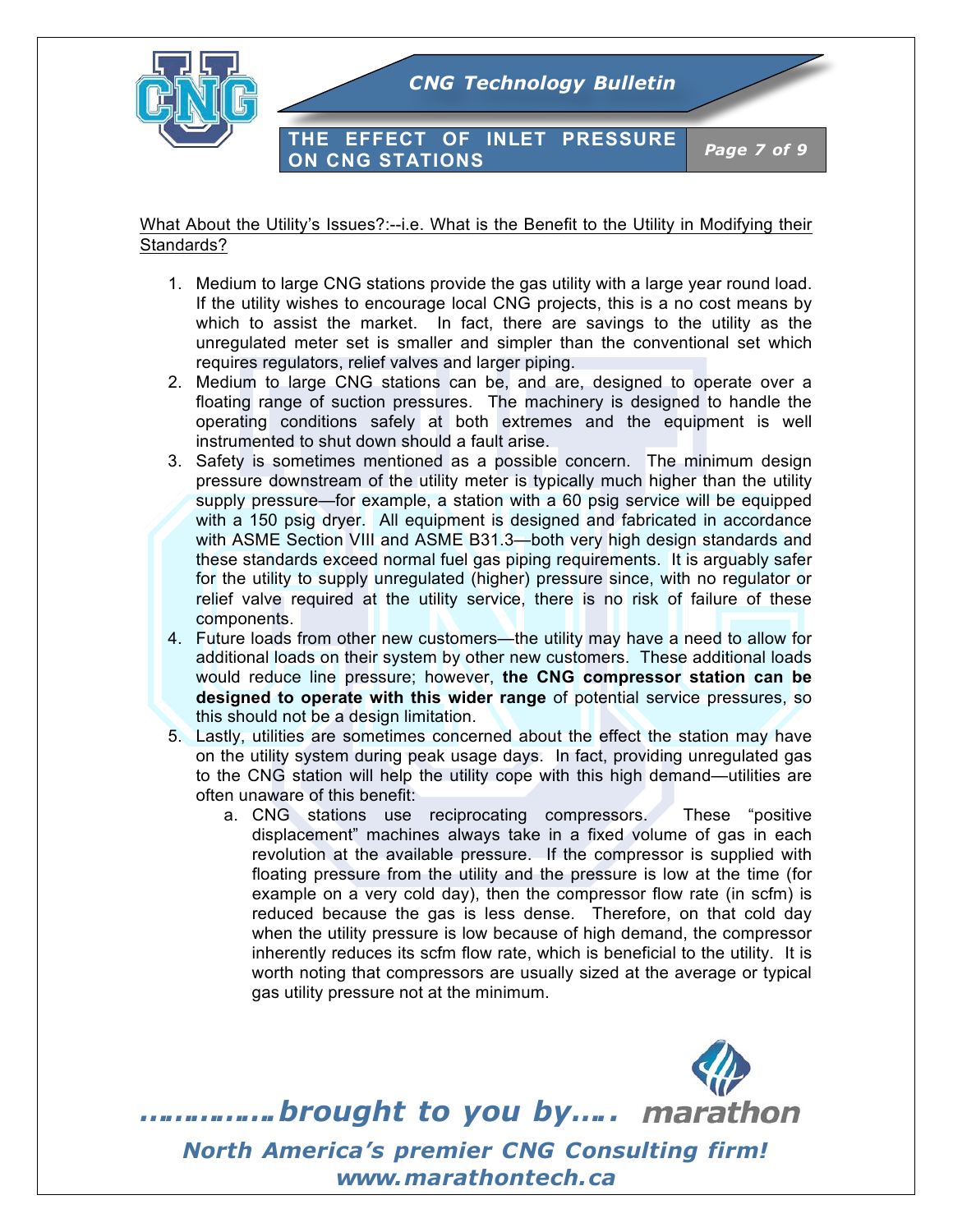What About the Utility's Issues?:--i.e. What is the Benefit to the Utility in Modifying their Standards?

1. Medium to large CNG stations provide the gas utility with a large year round load. If the utility wishes to encourage local CNG projects, this is a no cost means by which to assist the market. In fact, there are savings to the utility as the unregulated meter set is smaller and simpler than the conventional set which requires regulators, relief valves and larger piping.
2. Medium to large CNG stations can be, and are, designed to operate over a floating range of suction pressures. The machinery is designed to handle the operating conditions safely at both extremes and the equipment is well instrumented to shut down should a fault arise.
3. Safety is sometimes mentioned as a possible concern. The minimum design pressure downstream of the utility meter is typically much higher than the utility supply pressure—for example, a station with a 60 psig service will be equipped with a 150 psig dryer. All equipment is designed and fabricated in accordance with ASME Section VIII and ASME B31.3—both very high design standards and these standards exceed normal fuel gas piping requirements. It is arguably safer for the utility to supply unregulated (higher) pressure since, with no regulator or relief valve required at the utility service, there is no risk of failure of these components.
4. Future loads from other new customers—the utility may have a need to allow for additional loads on their system by other new customers. These additional loads would reduce line pressure; however, **the CNG compressor station can be designed to operate with this wider range** of potential service pressures, so this should not be a design limitation.
5. Lastly, utilities are sometimes concerned about the effect the station may have on the utility system during peak usage days. In fact, providing unregulated gas to the CNG station will help the utility cope with this high demand—utilities are often unaware of this benefit:
   a. CNG stations use reciprocating compressors. These "positive displacement" machines always take in a fixed volume of gas in each revolution at the available pressure. If the compressor is supplied with floating pressure from the utility and the pressure is low at the time (for example on a very cold day), then the compressor flow rate (in scfm) is reduced because the gas is less dense. Therefore, on that cold day when the utility pressure is low because of high demand, the compressor inherently reduces its scfm flow rate, which is beneficial to the utility. It is worth noting that compressors are usually sized at the average or typical gas utility pressure not at the minimum.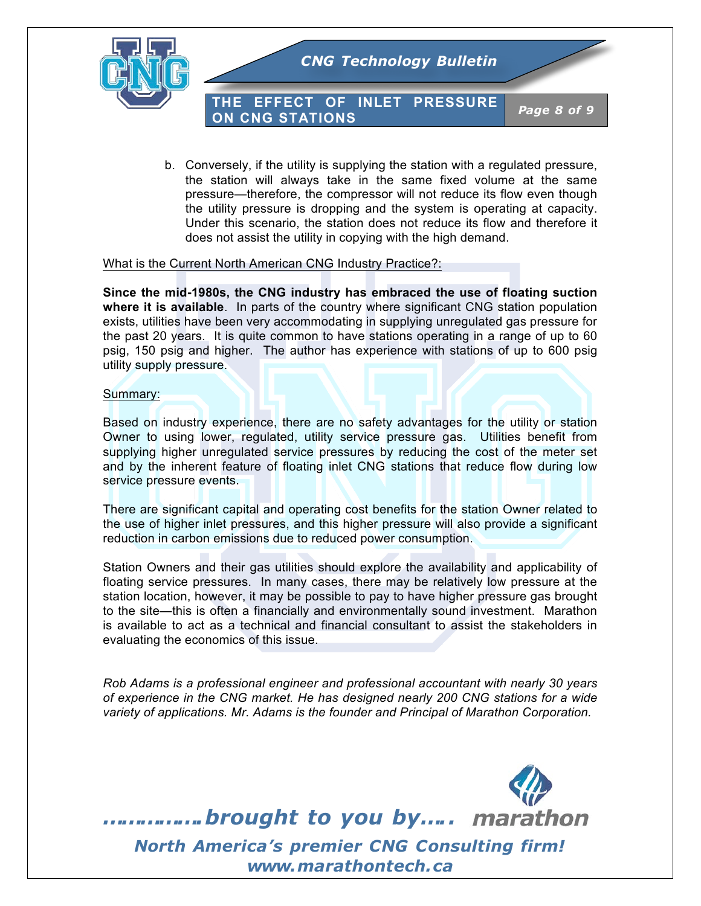b. Conversely, if the utility is supplying the station with a regulated pressure, the station will always take in the same fixed volume at the same pressure—therefore, the compressor will not reduce its flow even though the utility pressure is dropping and the system is operating at capacity. Under this scenario, the station does not reduce its flow and therefore it does not assist the utility in copying with the high demand.

<u>What is the Current North American CNG Industry Practice?:</u>

**Since the mid-1980s, the CNG industry has embraced the use of floating suction where it is available**. In parts of the country where significant CNG station population exists, utilities have been very accommodating in supplying unregulated gas pressure for the past 20 years. It is quite common to have stations operating in a range of up to 60 psig, 150 psig and higher. The author has experience with stations of up to 600 psig utility supply pressure.

<u>Summary:</u>

Based on industry experience, there are no safety advantages for the utility or station Owner to using lower, regulated, utility service pressure gas. Utilities benefit from supplying higher unregulated service pressures by reducing the cost of the meter set and by the inherent feature of floating inlet CNG stations that reduce flow during low service pressure events.

There are significant capital and operating cost benefits for the station Owner related to the use of higher inlet pressures, and this higher pressure will also provide a significant reduction in carbon emissions due to reduced power consumption.

Station Owners and their gas utilities should explore the availability and applicability of floating service pressures. In many cases, there may be relatively low pressure at the station location, however, it may be possible to pay to have higher pressure gas brought to the site—this is often a financially and environmentally sound investment. Marathon is available to act as a technical and financial consultant to assist the stakeholders in evaluating the economics of this issue.

*Rob Adams is a professional engineer and professional accountant with nearly 30 years of experience in the CNG market. He has designed nearly 200 CNG stations for a wide variety of applications. Mr. Adams is the founder and Principal of Marathon Corporation.*

***…………..brought to you by…..*** **marathon**

***North America's premier CNG Consulting firm!***
***www.marathontech.ca***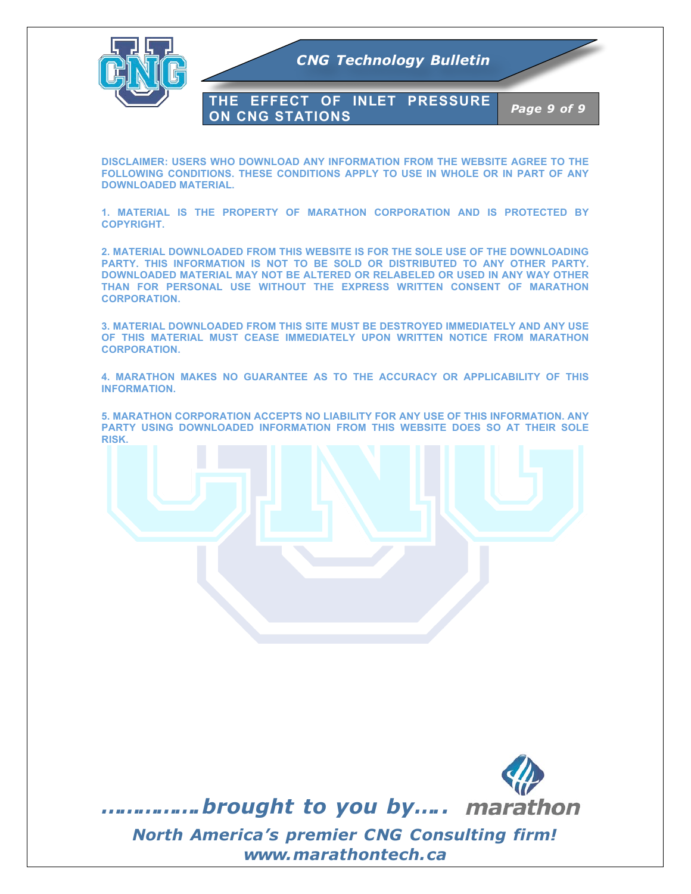DISCLAIMER: USERS WHO DOWNLOAD ANY INFORMATION FROM THE WEBSITE AGREE TO THE FOLLOWING CONDITIONS. THESE CONDITIONS APPLY TO USE IN WHOLE OR IN PART OF ANY DOWNLOADED MATERIAL.

1. MATERIAL IS THE PROPERTY OF MARATHON CORPORATION AND IS PROTECTED BY COPYRIGHT.

2. MATERIAL DOWNLOADED FROM THIS WEBSITE IS FOR THE SOLE USE OF THE DOWNLOADING PARTY. THIS INFORMATION IS NOT TO BE SOLD OR DISTRIBUTED TO ANY OTHER PARTY. DOWNLOADED MATERIAL MAY NOT BE ALTERED OR RELABELED OR USED IN ANY WAY OTHER THAN FOR PERSONAL USE WITHOUT THE EXPRESS WRITTEN CONSENT OF MARATHON CORPORATION.

3. MATERIAL DOWNLOADED FROM THIS SITE MUST BE DESTROYED IMMEDIATELY AND ANY USE OF THIS MATERIAL MUST CEASE IMMEDIATELY UPON WRITTEN NOTICE FROM MARATHON CORPORATION.

4. MARATHON MAKES NO GUARANTEE AS TO THE ACCURACY OR APPLICABILITY OF THIS INFORMATION.

5. MARATHON CORPORATION ACCEPTS NO LIABILITY FOR ANY USE OF THIS INFORMATION. ANY PARTY USING DOWNLOADED INFORMATION FROM THIS WEBSITE DOES SO AT THEIR SOLE RISK.

*……………brought to you by….. marathon*

*North America's premier CNG Consulting firm!*

*www.marathontech.ca*